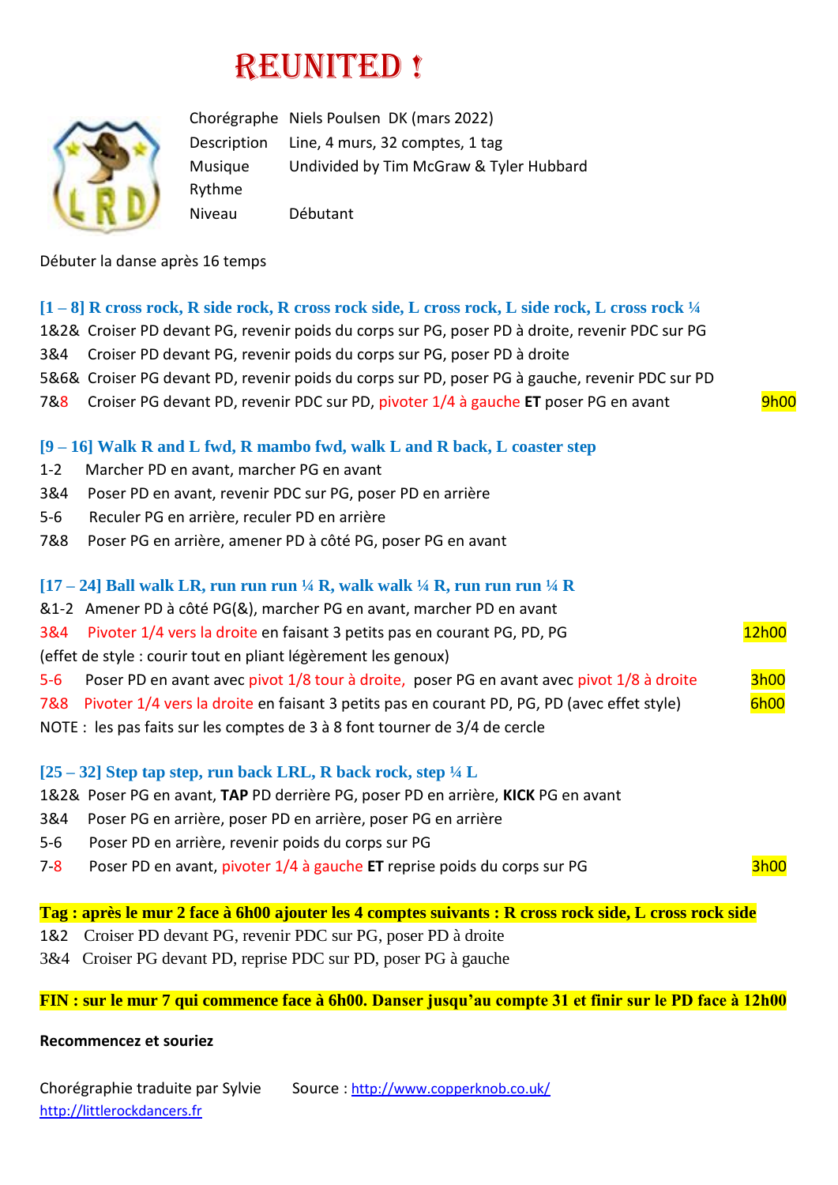# REUNITED !

| | |
|---|---|
| Chorégraphe | Niels Poulsen DK (mars 2022) |
| Description | Line, 4 murs, 32 comptes, 1 tag |
| Musique | Undivided by Tim McGraw & Tyler Hubbard |
| Rythme | |
| Niveau | Débutant |

Débuter la danse après 16 temps

### [1 – 8] R cross rock, R side rock, R cross rock side, L cross rock, L side rock, L cross rock ¼

1&2& Croiser PD devant PG, revenir poids du corps sur PG, poser PD à droite, revenir PDC sur PG
3&4 Croiser PD devant PG, revenir poids du corps sur PG, poser PD à droite
5&6& Croiser PG devant PD, revenir poids du corps sur PD, poser PG à gauche, revenir PDC sur PD
7&8 Croiser PG devant PD, revenir PDC sur PD, pivoter 1/4 à gauche **ET** poser PG en avant — 9h00

### [9 – 16] Walk R and L fwd, R mambo fwd, walk L and R back, L coaster step

1-2 Marcher PD en avant, marcher PG en avant
3&4 Poser PD en avant, revenir PDC sur PG, poser PD en arrière
5-6 Reculer PG en arrière, reculer PD en arrière
7&8 Poser PG en arrière, amener PD à côté PG, poser PG en avant

### [17 – 24] Ball walk LR, run run run ¼ R, walk walk ¼ R, run run run ¼ R

&1-2 Amener PD à côté PG(&), marcher PG en avant, marcher PD en avant
3&4 Pivoter 1/4 vers la droite en faisant 3 petits pas en courant PG, PD, PG — 12h00
(effet de style : courir tout en pliant légèrement les genoux)
5-6 Poser PD en avant avec pivot 1/8 tour à droite, poser PG en avant avec pivot 1/8 à droite — 3h00
7&8 Pivoter 1/4 vers la droite en faisant 3 petits pas en courant PD, PG, PD (avec effet style) — 6h00
NOTE : les pas faits sur les comptes de 3 à 8 font tourner de 3/4 de cercle

### [25 – 32] Step tap step, run back LRL, R back rock, step ¼ L

1&2& Poser PG en avant, **TAP** PD derrière PG, poser PD en arrière, **KICK** PG en avant
3&4 Poser PG en arrière, poser PD en arrière, poser PG en arrière
5-6 Poser PD en arrière, revenir poids du corps sur PG
7-8 Poser PD en avant, pivoter 1/4 à gauche **ET** reprise poids du corps sur PG — 3h00

**Tag : après le mur 2 face à 6h00 ajouter les 4 comptes suivants : R cross rock side, L cross rock side**

1&2 Croiser PD devant PG, revenir PDC sur PG, poser PD à droite
3&4 Croiser PG devant PD, reprise PDC sur PD, poser PG à gauche

**FIN : sur le mur 7 qui commence face à 6h00. Danser jusqu'au compte 31 et finir sur le PD face à 12h00**

**Recommencez et souriez**

Chorégraphie traduite par Sylvie Source : http://www.copperknob.co.uk/
http://littlerockdancers.fr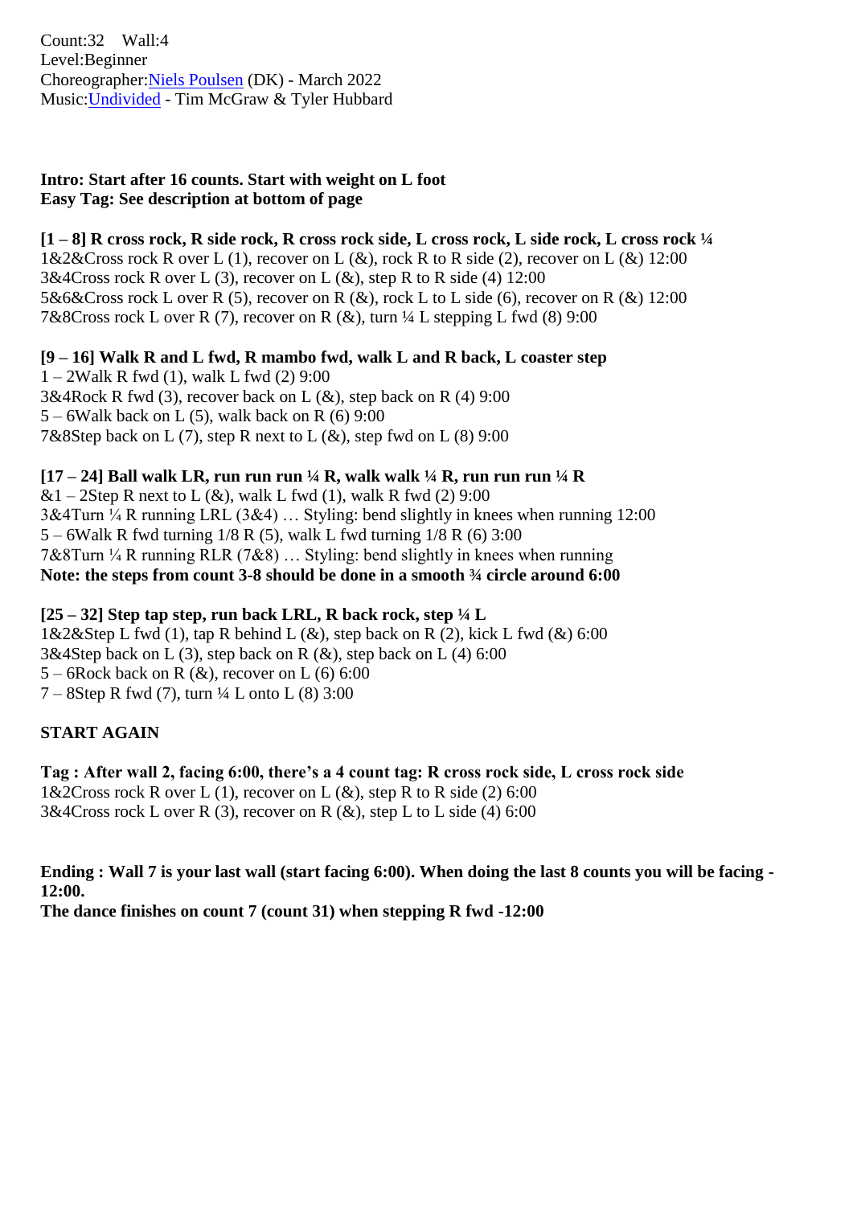Count:32 Wall:4
Level:Beginner
Choreographer:Niels Poulsen (DK) - March 2022
Music:Undivided - Tim McGraw & Tyler Hubbard

**Intro: Start after 16 counts. Start with weight on L foot**
**Easy Tag: See description at bottom of page**

**[1 – 8] R cross rock, R side rock, R cross rock side, L cross rock, L side rock, L cross rock ¼**
1&2&Cross rock R over L (1), recover on L (&), rock R to R side (2), recover on L (&) 12:00
3&4Cross rock R over L (3), recover on L (&), step R to R side (4) 12:00
5&6&Cross rock L over R (5), recover on R (&), rock L to L side (6), recover on R (&) 12:00
7&8Cross rock L over R (7), recover on R (&), turn ¼ L stepping L fwd (8) 9:00

**[9 – 16] Walk R and L fwd, R mambo fwd, walk L and R back, L coaster step**
1 – 2Walk R fwd (1), walk L fwd (2) 9:00
3&4Rock R fwd (3), recover back on L (&), step back on R (4) 9:00
5 – 6Walk back on L (5), walk back on R (6) 9:00
7&8Step back on L (7), step R next to L (&), step fwd on L (8) 9:00

**[17 – 24] Ball walk LR, run run run ¼ R, walk walk ¼ R, run run run ¼ R**
&1 – 2Step R next to L (&), walk L fwd (1), walk R fwd (2) 9:00
3&4Turn ¼ R running LRL (3&4) … Styling: bend slightly in knees when running 12:00
5 – 6Walk R fwd turning 1/8 R (5), walk L fwd turning 1/8 R (6) 3:00
7&8Turn ¼ R running RLR (7&8) … Styling: bend slightly in knees when running
**Note: the steps from count 3-8 should be done in a smooth ¾ circle around 6:00**

**[25 – 32] Step tap step, run back LRL, R back rock, step ¼ L**
1&2&Step L fwd (1), tap R behind L (&), step back on R (2), kick L fwd (&) 6:00
3&4Step back on L (3), step back on R (&), step back on L (4) 6:00
5 – 6Rock back on R (&), recover on L (6) 6:00
7 – 8Step R fwd (7), turn ¼ L onto L (8) 3:00

**START AGAIN**

**Tag : After wall 2, facing 6:00, there's a 4 count tag: R cross rock side, L cross rock side**
1&2Cross rock R over L (1), recover on L (&), step R to R side (2) 6:00
3&4Cross rock L over R (3), recover on R (&), step L to L side (4) 6:00

**Ending : Wall 7 is your last wall (start facing 6:00). When doing the last 8 counts you will be facing - 12:00.**
**The dance finishes on count 7 (count 31) when stepping R fwd -12:00**